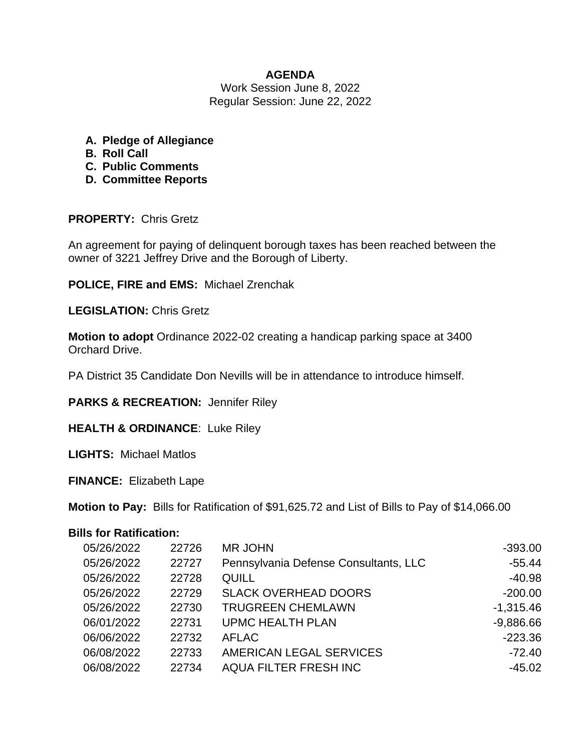**AGENDA**

Work Session June 8, 2022
Regular Session: June 22, 2022

- **A. Pledge of Allegiance**
- **B. Roll Call**
- **C. Public Comments**
- **D. Committee Reports**

**PROPERTY:** Chris Gretz

An agreement for paying of delinquent borough taxes has been reached between the owner of 3221 Jeffrey Drive and the Borough of Liberty.

**POLICE, FIRE and EMS:** Michael Zrenchak

**LEGISLATION:** Chris Gretz

**Motion to adopt** Ordinance 2022-02 creating a handicap parking space at 3400 Orchard Drive.

PA District 35 Candidate Don Nevills will be in attendance to introduce himself.

**PARKS & RECREATION:** Jennifer Riley

**HEALTH & ORDINANCE**: Luke Riley

**LIGHTS:** Michael Matlos

**FINANCE:** Elizabeth Lape

**Motion to Pay:** Bills for Ratification of $91,625.72 and List of Bills to Pay of $14,066.00

**Bills for Ratification:**

| | | | |
|---|---|---|---|
| 05/26/2022 | 22726 | MR JOHN | -393.00 |
| 05/26/2022 | 22727 | Pennsylvania Defense Consultants, LLC | -55.44 |
| 05/26/2022 | 22728 | QUILL | -40.98 |
| 05/26/2022 | 22729 | SLACK OVERHEAD DOORS | -200.00 |
| 05/26/2022 | 22730 | TRUGREEN CHEMLAWN | -1,315.46 |
| 06/01/2022 | 22731 | UPMC HEALTH PLAN | -9,886.66 |
| 06/06/2022 | 22732 | AFLAC | -223.36 |
| 06/08/2022 | 22733 | AMERICAN LEGAL SERVICES | -72.40 |
| 06/08/2022 | 22734 | AQUA FILTER FRESH INC | -45.02 |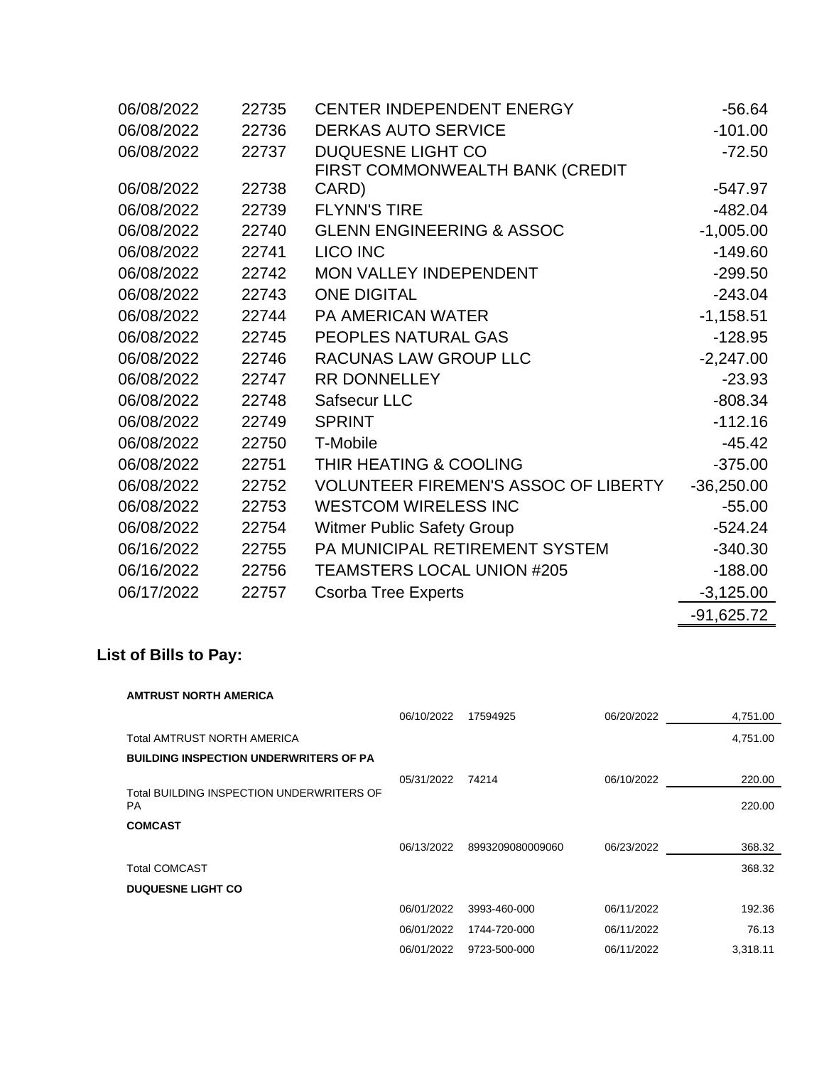| | | | |
|---|---|---|---|
| 06/08/2022 | 22735 | CENTER INDEPENDENT ENERGY | -56.64 |
| 06/08/2022 | 22736 | DERKAS AUTO SERVICE | -101.00 |
| 06/08/2022 | 22737 | DUQUESNE LIGHT CO | -72.50 |
| 06/08/2022 | 22738 | FIRST COMMONWEALTH BANK (CREDIT CARD) | -547.97 |
| 06/08/2022 | 22739 | FLYNN'S TIRE | -482.04 |
| 06/08/2022 | 22740 | GLENN ENGINEERING & ASSOC | -1,005.00 |
| 06/08/2022 | 22741 | LICO INC | -149.60 |
| 06/08/2022 | 22742 | MON VALLEY INDEPENDENT | -299.50 |
| 06/08/2022 | 22743 | ONE DIGITAL | -243.04 |
| 06/08/2022 | 22744 | PA AMERICAN WATER | -1,158.51 |
| 06/08/2022 | 22745 | PEOPLES NATURAL GAS | -128.95 |
| 06/08/2022 | 22746 | RACUNAS LAW GROUP LLC | -2,247.00 |
| 06/08/2022 | 22747 | RR DONNELLEY | -23.93 |
| 06/08/2022 | 22748 | Safsecur LLC | -808.34 |
| 06/08/2022 | 22749 | SPRINT | -112.16 |
| 06/08/2022 | 22750 | T-Mobile | -45.42 |
| 06/08/2022 | 22751 | THIR HEATING & COOLING | -375.00 |
| 06/08/2022 | 22752 | VOLUNTEER FIREMEN'S ASSOC OF LIBERTY | -36,250.00 |
| 06/08/2022 | 22753 | WESTCOM WIRELESS INC | -55.00 |
| 06/08/2022 | 22754 | Witmer Public Safety Group | -524.24 |
| 06/16/2022 | 22755 | PA MUNICIPAL RETIREMENT SYSTEM | -340.30 |
| 06/16/2022 | 22756 | TEAMSTERS LOCAL UNION #205 | -188.00 |
| 06/17/2022 | 22757 | Csorba Tree Experts | -3,125.00 |
| | | | -91,625.72 |

## List of Bills to Pay:

| | | | | |
|---|---|---|---|---|
| **AMTRUST NORTH AMERICA** | | | | |
| | 06/10/2022 | 17594925 | 06/20/2022 | 4,751.00 |
| Total AMTRUST NORTH AMERICA | | | | 4,751.00 |
| **BUILDING INSPECTION UNDERWRITERS OF PA** | | | | |
| | 05/31/2022 | 74214 | 06/10/2022 | 220.00 |
| Total BUILDING INSPECTION UNDERWRITERS OF PA | | | | 220.00 |
| **COMCAST** | | | | |
| | 06/13/2022 | 8993209080009060 | 06/23/2022 | 368.32 |
| Total COMCAST | | | | 368.32 |
| **DUQUESNE LIGHT CO** | | | | |
| | 06/01/2022 | 3993-460-000 | 06/11/2022 | 192.36 |
| | 06/01/2022 | 1744-720-000 | 06/11/2022 | 76.13 |
| | 06/01/2022 | 9723-500-000 | 06/11/2022 | 3,318.11 |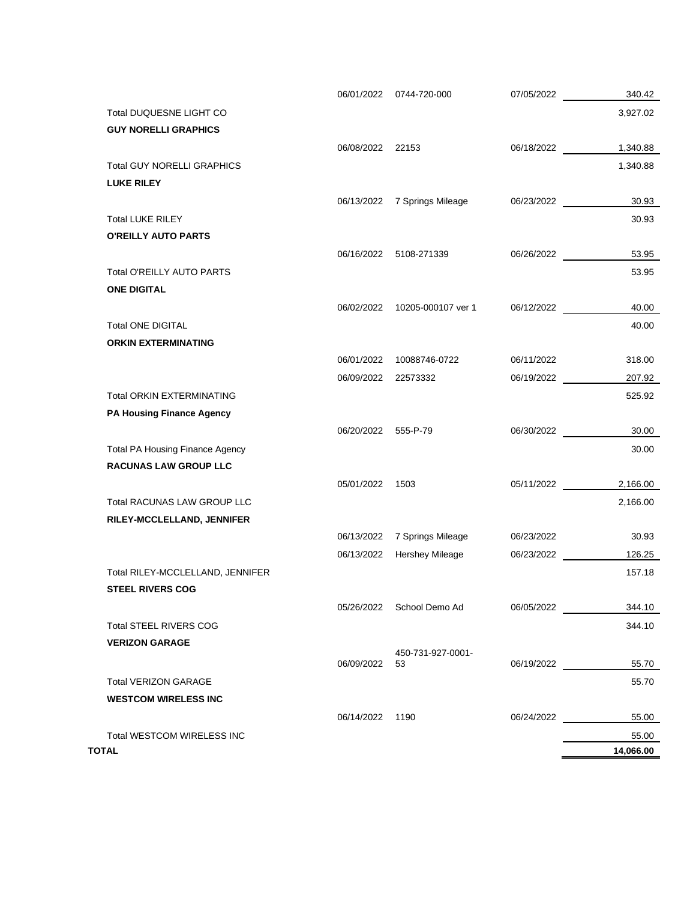| Name | Date | Num | Due Date | Open Balance |
|---|---|---|---|---|
| | 06/01/2022 | 0744-720-000 | 07/05/2022 | 340.42 |
| Total DUQUESNE LIGHT CO | | | | 3,927.02 |
| **GUY NORELLI GRAPHICS** | | | | |
| | 06/08/2022 | 22153 | 06/18/2022 | 1,340.88 |
| Total GUY NORELLI GRAPHICS | | | | 1,340.88 |
| **LUKE RILEY** | | | | |
| | 06/13/2022 | 7 Springs Mileage | 06/23/2022 | 30.93 |
| Total LUKE RILEY | | | | 30.93 |
| **O'REILLY AUTO PARTS** | | | | |
| | 06/16/2022 | 5108-271339 | 06/26/2022 | 53.95 |
| Total O'REILLY AUTO PARTS | | | | 53.95 |
| **ONE DIGITAL** | | | | |
| | 06/02/2022 | 10205-000107 ver 1 | 06/12/2022 | 40.00 |
| Total ONE DIGITAL | | | | 40.00 |
| **ORKIN EXTERMINATING** | | | | |
| | 06/01/2022 | 10088746-0722 | 06/11/2022 | 318.00 |
| | 06/09/2022 | 22573332 | 06/19/2022 | 207.92 |
| Total ORKIN EXTERMINATING | | | | 525.92 |
| **PA Housing Finance Agency** | | | | |
| | 06/20/2022 | 555-P-79 | 06/30/2022 | 30.00 |
| Total PA Housing Finance Agency | | | | 30.00 |
| **RACUNAS LAW GROUP LLC** | | | | |
| | 05/01/2022 | 1503 | 05/11/2022 | 2,166.00 |
| Total RACUNAS LAW GROUP LLC | | | | 2,166.00 |
| **RILEY-MCCLELLAND, JENNIFER** | | | | |
| | 06/13/2022 | 7 Springs Mileage | 06/23/2022 | 30.93 |
| | 06/13/2022 | Hershey Mileage | 06/23/2022 | 126.25 |
| Total RILEY-MCCLELLAND, JENNIFER | | | | 157.18 |
| **STEEL RIVERS COG** | | | | |
| | 05/26/2022 | School Demo Ad | 06/05/2022 | 344.10 |
| Total STEEL RIVERS COG | | | | 344.10 |
| **VERIZON GARAGE** | | | | |
| | 06/09/2022 | 450-731-927-0001-53 | 06/19/2022 | 55.70 |
| Total VERIZON GARAGE | | | | 55.70 |
| **WESTCOM WIRELESS INC** | | | | |
| | 06/14/2022 | 1190 | 06/24/2022 | 55.00 |
| Total WESTCOM WIRELESS INC | | | | 55.00 |
| **TOTAL** | | | | **14,066.00** |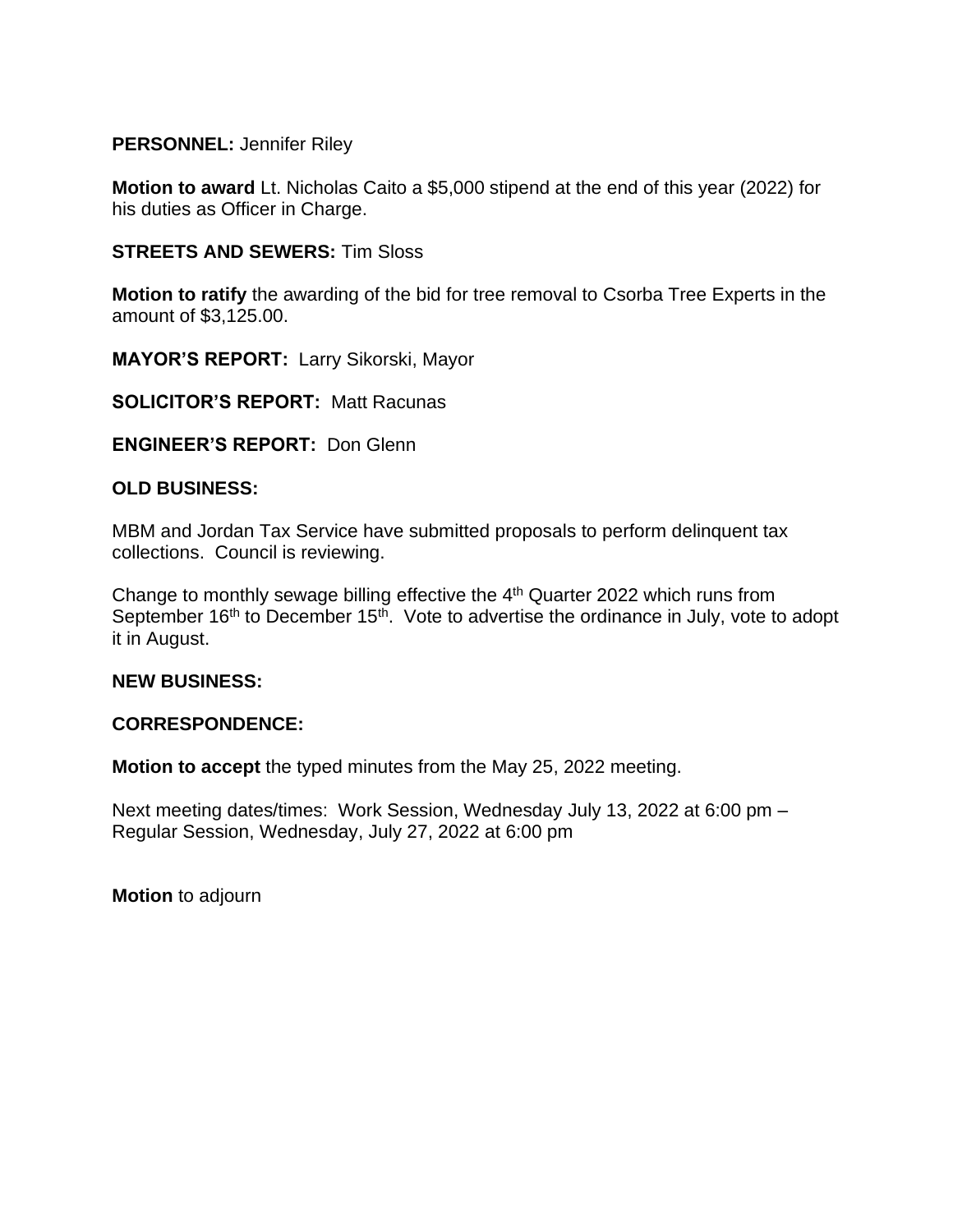**PERSONNEL:** Jennifer Riley

**Motion to award** Lt. Nicholas Caito a $5,000 stipend at the end of this year (2022) for his duties as Officer in Charge.

**STREETS AND SEWERS:** Tim Sloss

**Motion to ratify** the awarding of the bid for tree removal to Csorba Tree Experts in the amount of $3,125.00.

**MAYOR'S REPORT:** Larry Sikorski, Mayor

**SOLICITOR'S REPORT:** Matt Racunas

**ENGINEER'S REPORT:** Don Glenn

**OLD BUSINESS:**

MBM and Jordan Tax Service have submitted proposals to perform delinquent tax collections. Council is reviewing.

Change to monthly sewage billing effective the 4th Quarter 2022 which runs from September 16th to December 15th. Vote to advertise the ordinance in July, vote to adopt it in August.

**NEW BUSINESS:**

**CORRESPONDENCE:**

**Motion to accept** the typed minutes from the May 25, 2022 meeting.

Next meeting dates/times: Work Session, Wednesday July 13, 2022 at 6:00 pm – Regular Session, Wednesday, July 27, 2022 at 6:00 pm

**Motion** to adjourn